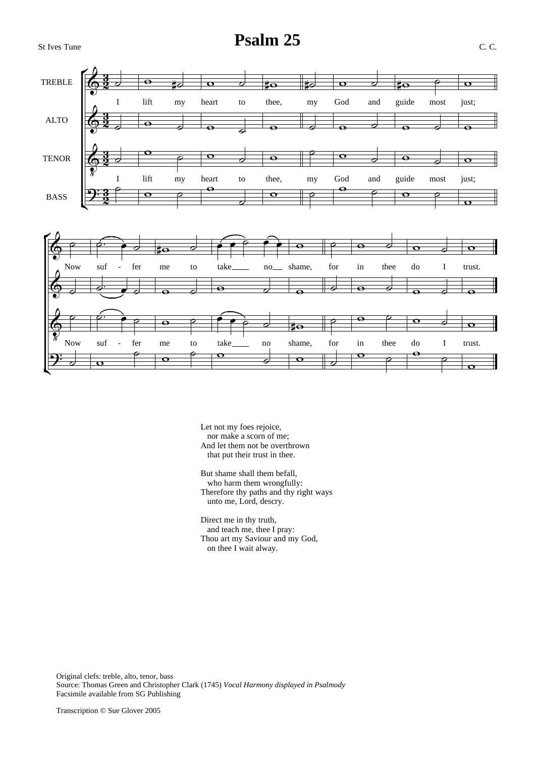St Ives Tune

# Psalm 25

C. C.

Let not my foes rejoice,
nor make a scorn of me;
And let them not be overthrown
that put their trust in thee.

But shame shall them befall,
who harm them wrongfully:
Therefore thy paths and thy right ways
unto me, Lord, descry.

Direct me in thy truth,
and teach me, thee I pray:
Thou art my Saviour and my God,
on thee I wait alway.

Original clefs: treble, alto, tenor, bass
Source: Thomas Green and Christopher Clark (1745) *Vocal Harmony displayed in Psalmody*
Facsimile available from SG Publishing

Transcription © Sue Glover 2005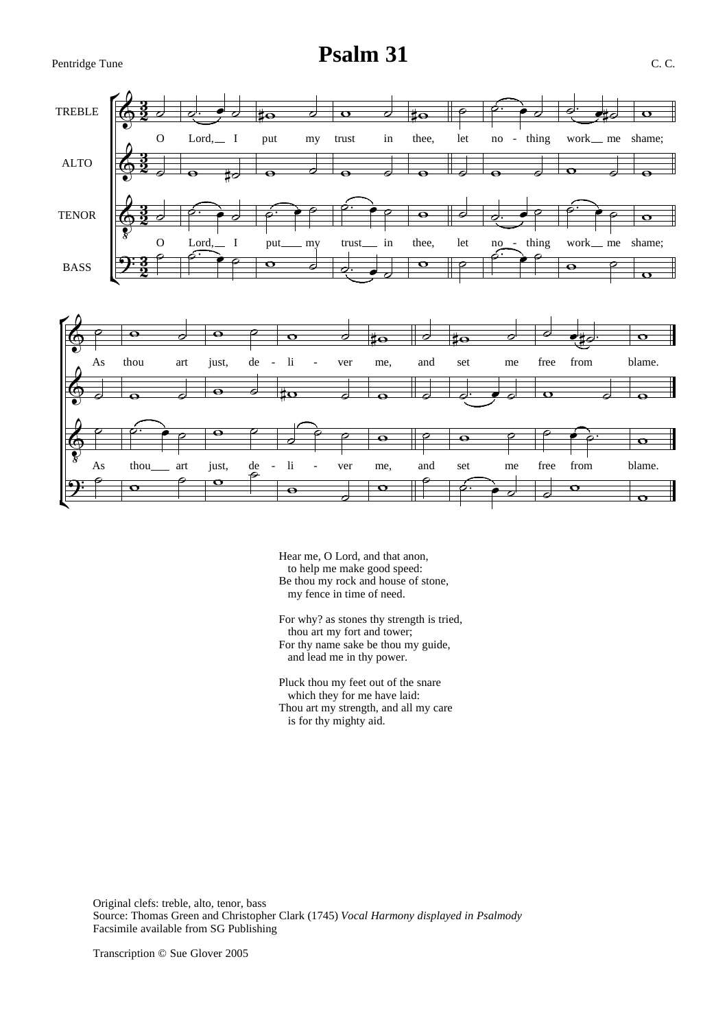Pentridge Tune

# Psalm 31

C. C.

Hear me, O Lord, and that anon,
   to help me make good speed:
Be thou my rock and house of stone,
   my fence in time of need.

For why? as stones thy strength is tried,
   thou art my fort and tower;
For thy name sake be thou my guide,
   and lead me in thy power.

Pluck thou my feet out of the snare
   which they for me have laid:
Thou art my strength, and all my care
   is for thy mighty aid.

Original clefs: treble, alto, tenor, bass
Source: Thomas Green and Christopher Clark (1745) *Vocal Harmony displayed in Psalmody*
Facsimile available from SG Publishing

Transcription © Sue Glover 2005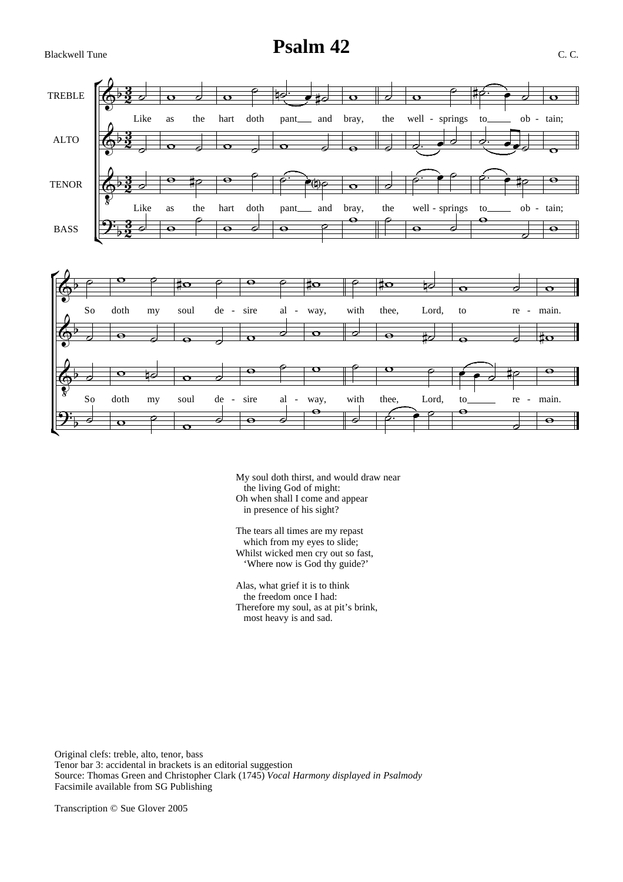Blackwell Tune

# Psalm 42

C. C.

TREBLE
ALTO
TENOR
BASS

Like as the hart doth pant and bray, the well - springs to ob - tain;

So doth my soul de - sire al - way, with thee, Lord, to re - main.

My soul doth thirst, and would draw near
  the living God of might:
Oh when shall I come and appear
  in presence of his sight?

The tears all times are my repast
  which from my eyes to slide;
Whilst wicked men cry out so fast,
  'Where now is God thy guide?'

Alas, what grief it is to think
  the freedom once I had:
Therefore my soul, as at pit's brink,
  most heavy is and sad.

Original clefs: treble, alto, tenor, bass
Tenor bar 3: accidental in brackets is an editorial suggestion
Source: Thomas Green and Christopher Clark (1745) *Vocal Harmony displayed in Psalmody*
Facsimile available from SG Publishing

Transcription © Sue Glover 2005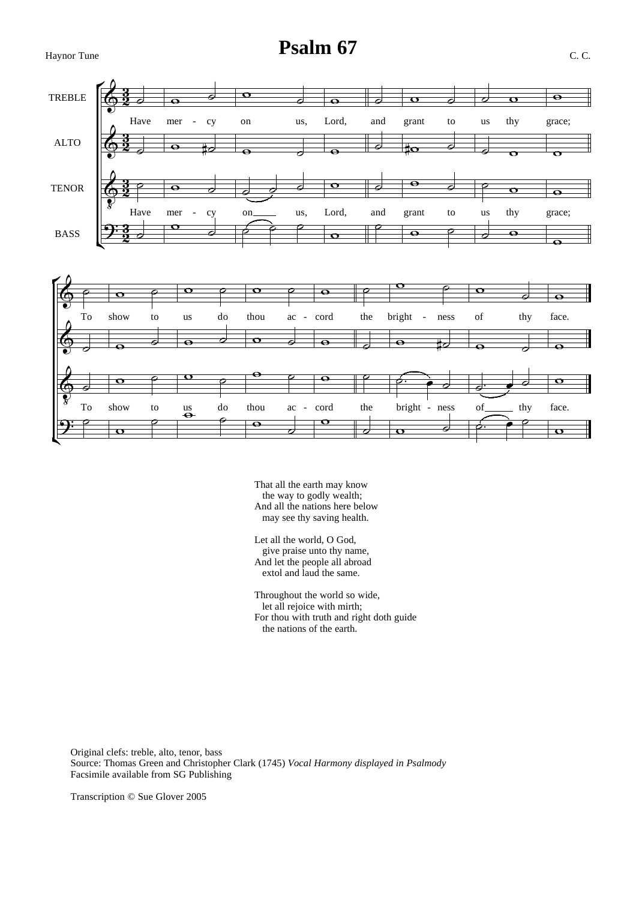# Psalm 67

Haynor Tune

C. C.

TREBLE / ALTO / TENOR / BASS

Have mer - cy on us, Lord, and grant to us thy grace;
To show to us do thou ac - cord the bright - ness of thy face.

That all the earth may know
  the way to godly wealth;
And all the nations here below
  may see thy saving health.

Let all the world, O God,
  give praise unto thy name,
And let the people all abroad
  extol and laud the same.

Throughout the world so wide,
  let all rejoice with mirth;
For thou with truth and right doth guide
  the nations of the earth.

Original clefs: treble, alto, tenor, bass
Source: Thomas Green and Christopher Clark (1745) *Vocal Harmony displayed in Psalmody*
Facsimile available from SG Publishing

Transcription © Sue Glover 2005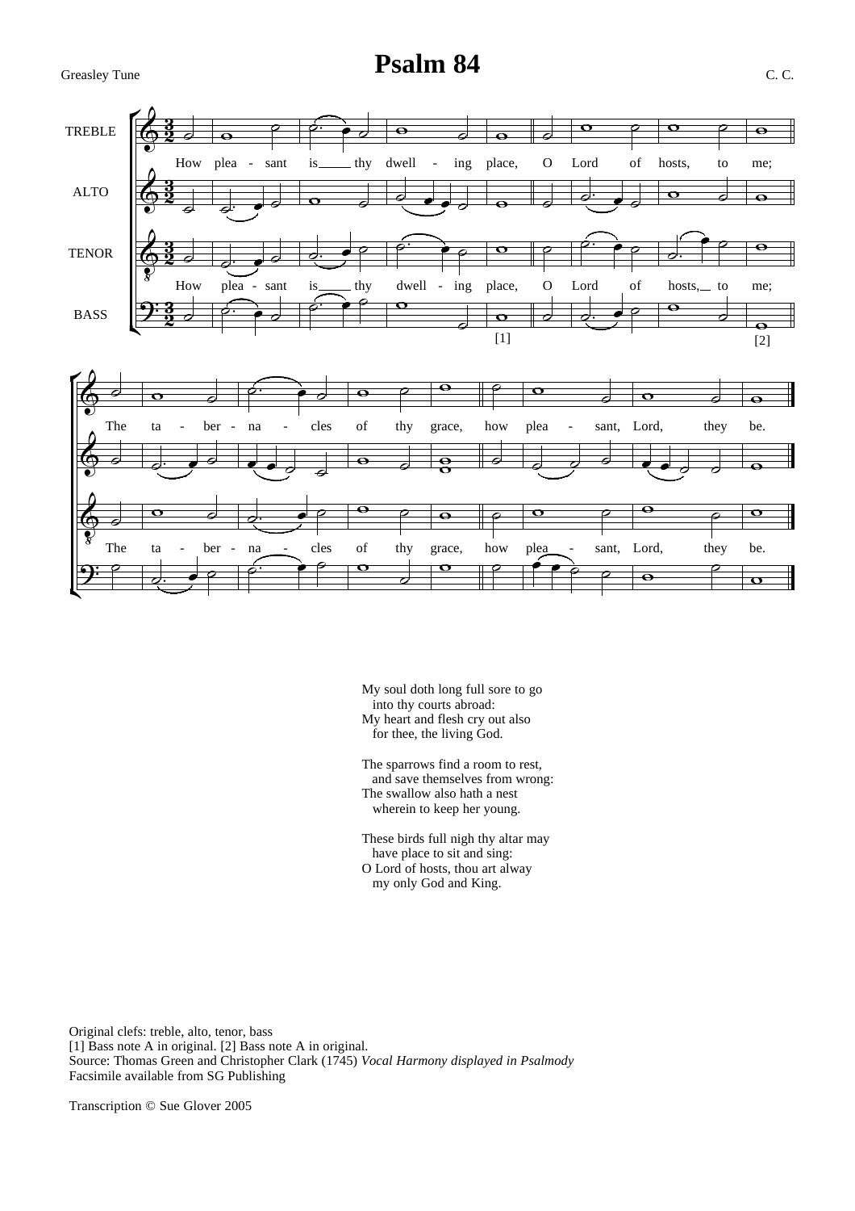Greasley Tune

# Psalm 84

C. C.

My soul doth long full sore to go
into thy courts abroad:
My heart and flesh cry out also
for thee, the living God.

The sparrows find a room to rest,
and save themselves from wrong:
The swallow also hath a nest
wherein to keep her young.

These birds full nigh thy altar may
have place to sit and sing:
O Lord of hosts, thou art alway
my only God and King.

Original clefs: treble, alto, tenor, bass
[1] Bass note A in original. [2] Bass note A in original.
Source: Thomas Green and Christopher Clark (1745) *Vocal Harmony displayed in Psalmody*
Facsimile available from SG Publishing

Transcription © Sue Glover 2005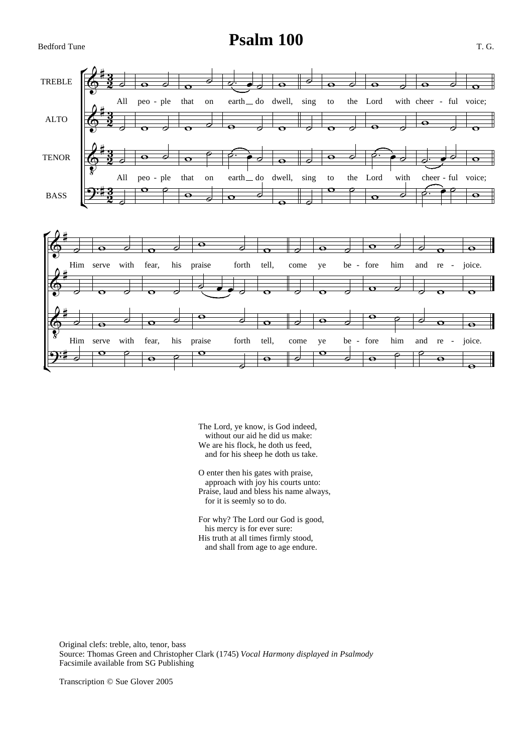# Psalm 100

Bedford Tune

T. G.

TREBLE
ALTO
TENOR
BASS

All peo - ple that on earth do dwell, sing to the Lord with cheer - ful voice;

Him serve with fear, his praise forth tell, come ye be - fore him and re - joice.

The Lord, ye know, is God indeed,
without our aid he did us make:
We are his flock, he doth us feed,
and for his sheep he doth us take.

O enter then his gates with praise,
approach with joy his courts unto:
Praise, laud and bless his name always,
for it is seemly so to do.

For why? The Lord our God is good,
his mercy is for ever sure:
His truth at all times firmly stood,
and shall from age to age endure.

Original clefs: treble, alto, tenor, bass
Source: Thomas Green and Christopher Clark (1745) *Vocal Harmony displayed in Psalmody*
Facsimile available from SG Publishing

Transcription © Sue Glover 2005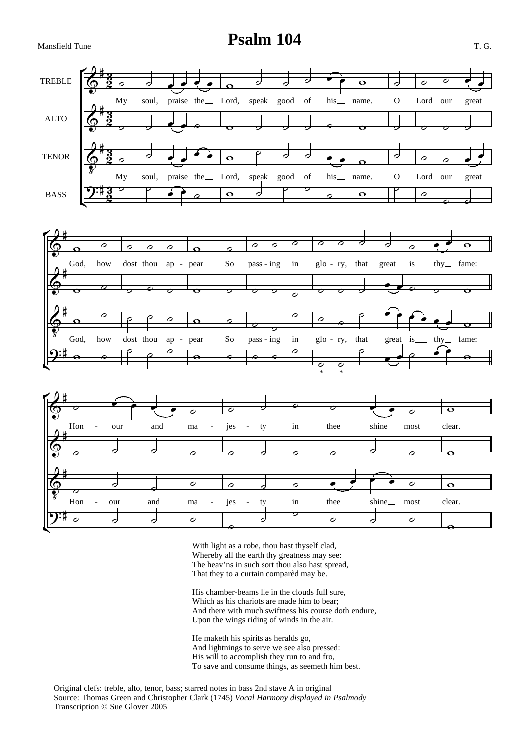# Psalm 104

Mansfield Tune

T. G.

With light as a robe, thou hast thyself clad,
Whereby all the earth thy greatness may see:
The heav'ns in such sort thou also hast spread,
That they to a curtain comparèd may be.

His chamber-beams lie in the clouds full sure,
Which as his chariots are made him to bear;
And there with much swiftness his course doth endure,
Upon the wings riding of winds in the air.

He maketh his spirits as heralds go,
And lightnings to serve we see also pressed:
His will to accomplish they run to and fro,
To save and consume things, as seemeth him best.

Original clefs: treble, alto, tenor, bass; starred notes in bass 2nd stave A in original
Source: Thomas Green and Christopher Clark (1745) *Vocal Harmony displayed in Psalmody*
Transcription © Sue Glover 2005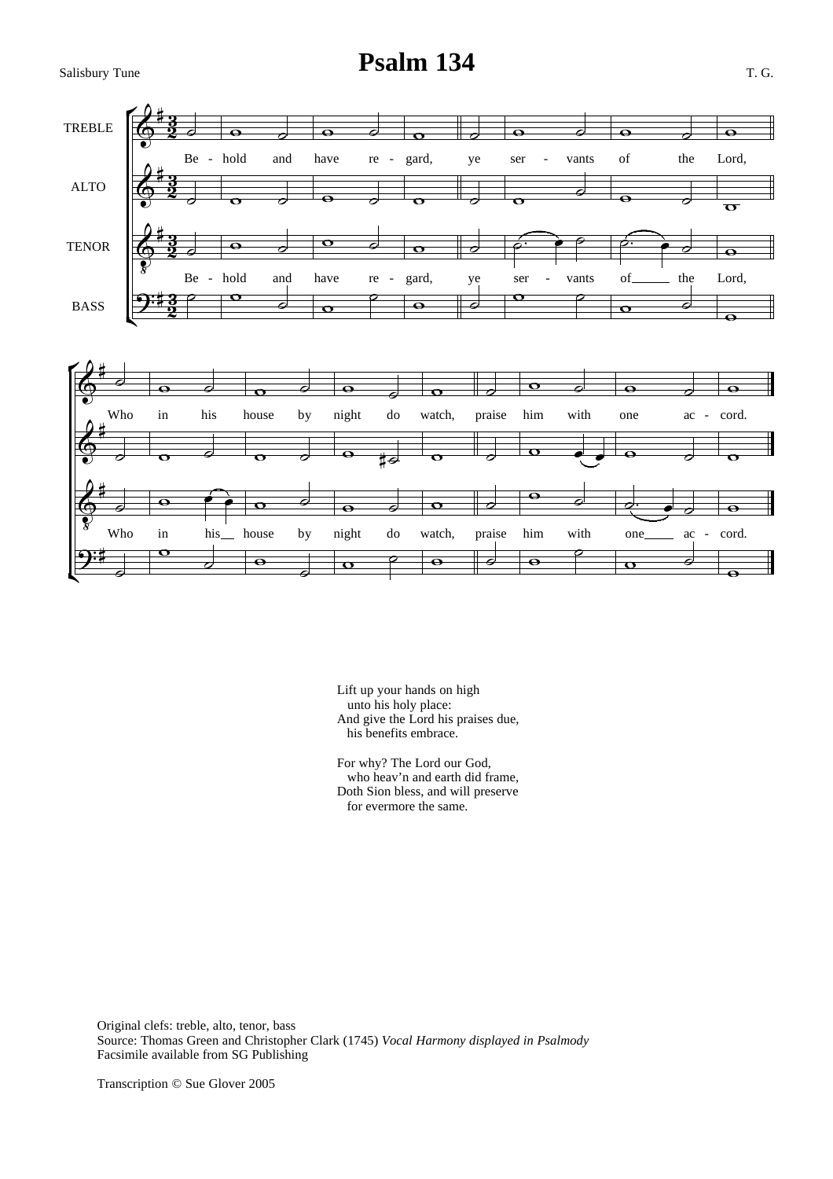# Psalm 134

Salisbury Tune

T. G.

TREBLE

ALTO

TENOR

BASS

Be - hold and have re - gard, ye ser - vants of the Lord,

Who in his house by night do watch, praise him with one ac - cord.

Lift up your hands on high
  unto his holy place:
And give the Lord his praises due,
  his benefits embrace.

For why? The Lord our God,
  who heav'n and earth did frame,
Doth Sion bless, and will preserve
  for evermore the same.

Original clefs: treble, alto, tenor, bass
Source: Thomas Green and Christopher Clark (1745) *Vocal Harmony displayed in Psalmody*
Facsimile available from SG Publishing

Transcription © Sue Glover 2005